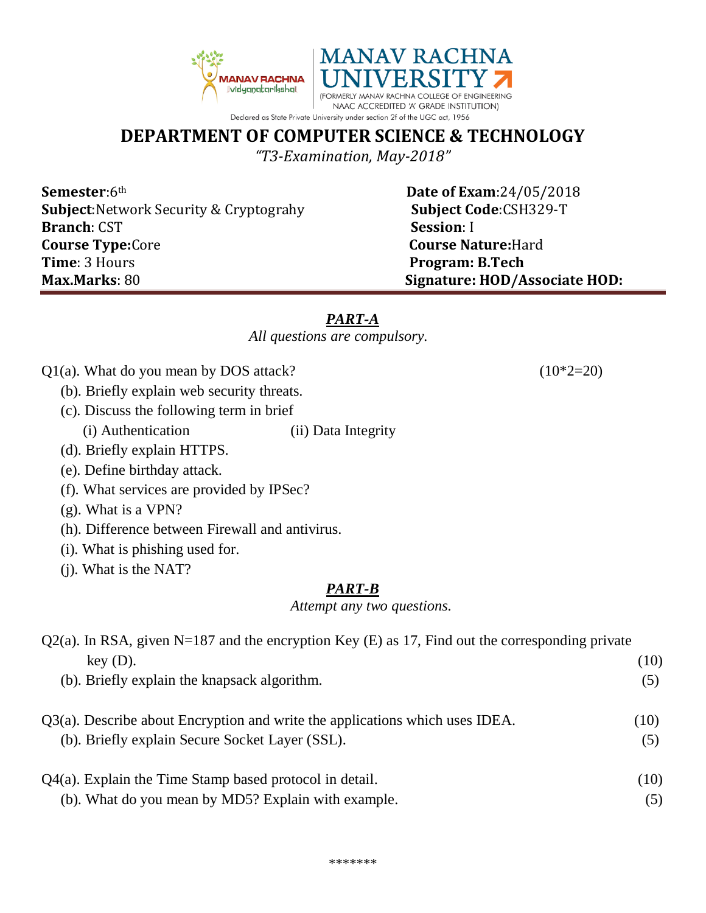MANAV RACHNA UNIVERSITY

(FORMERLY MANAV RACHNA COLLEGE OF ENGINEERING NAAC ACCREDITED 'A' GRADE INSTITUTION)

Declared as State Private University under section 2f of the UGC act, 1956

# DEPARTMENT OF COMPUTER SCIENCE & TECHNOLOGY

*"T3-Examination, May-2018"*

**Semester**:6th
**Date of Exam**:24/05/2018
**Subject**:Network Security & Cryptograhy
**Subject Code**:CSH329-T
**Branch**: CST
**Session**: I
**Course Type:**Core
**Course Nature:**Hard
**Time**: 3 Hours
**Program: B.Tech**
**Max.Marks**: 80
**Signature: HOD/Associate HOD:**

## *PART-A*

*All questions are compulsory.*

Q1(a). What do you mean by DOS attack? (10*2=20)

(b). Briefly explain web security threats.

(c). Discuss the following term in brief

(i) Authentication (ii) Data Integrity

(d). Briefly explain HTTPS.

(e). Define birthday attack.

(f). What services are provided by IPSec?

(g). What is a VPN?

(h). Difference between Firewall and antivirus.

(i). What is phishing used for.

(j). What is the NAT?

## *PART-B*

*Attempt any two questions.*

Q2(a). In RSA, given N=187 and the encryption Key (E) as 17, Find out the corresponding private key (D). (10)

(b). Briefly explain the knapsack algorithm. (5)

Q3(a). Describe about Encryption and write the applications which uses IDEA. (10)

(b). Briefly explain Secure Socket Layer (SSL). (5)

Q4(a). Explain the Time Stamp based protocol in detail. (10)

(b). What do you mean by MD5? Explain with example. (5)

*******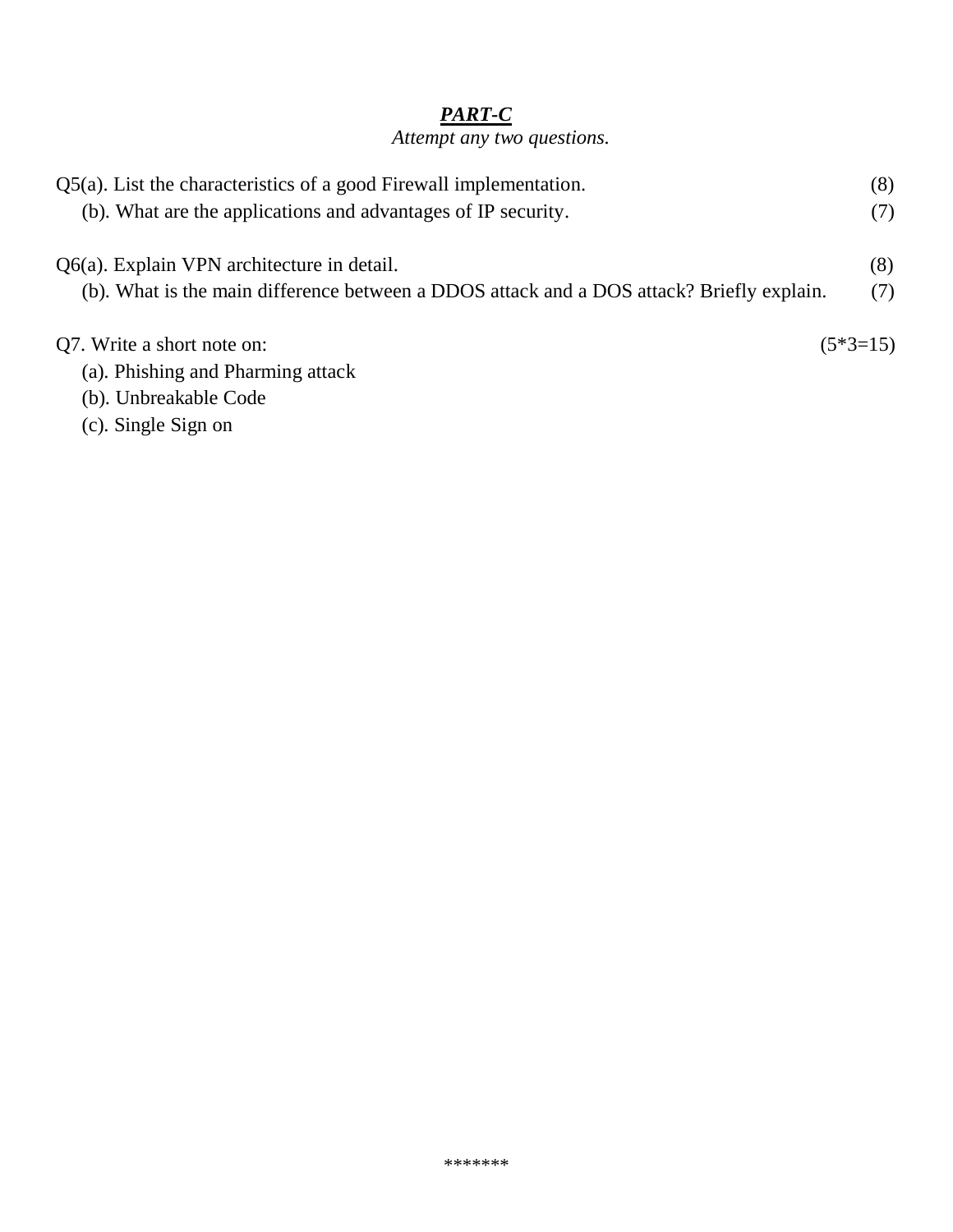## ***PART-C***

*Attempt any two questions.*

Q5(a). List the characteristics of a good Firewall implementation. (8)

(b). What are the applications and advantages of IP security. (7)

Q6(a). Explain VPN architecture in detail. (8)

(b). What is the main difference between a DDOS attack and a DOS attack? Briefly explain. (7)

Q7. Write a short note on: (5*3=15)

(a). Phishing and Pharming attack

(b). Unbreakable Code

(c). Single Sign on

*******